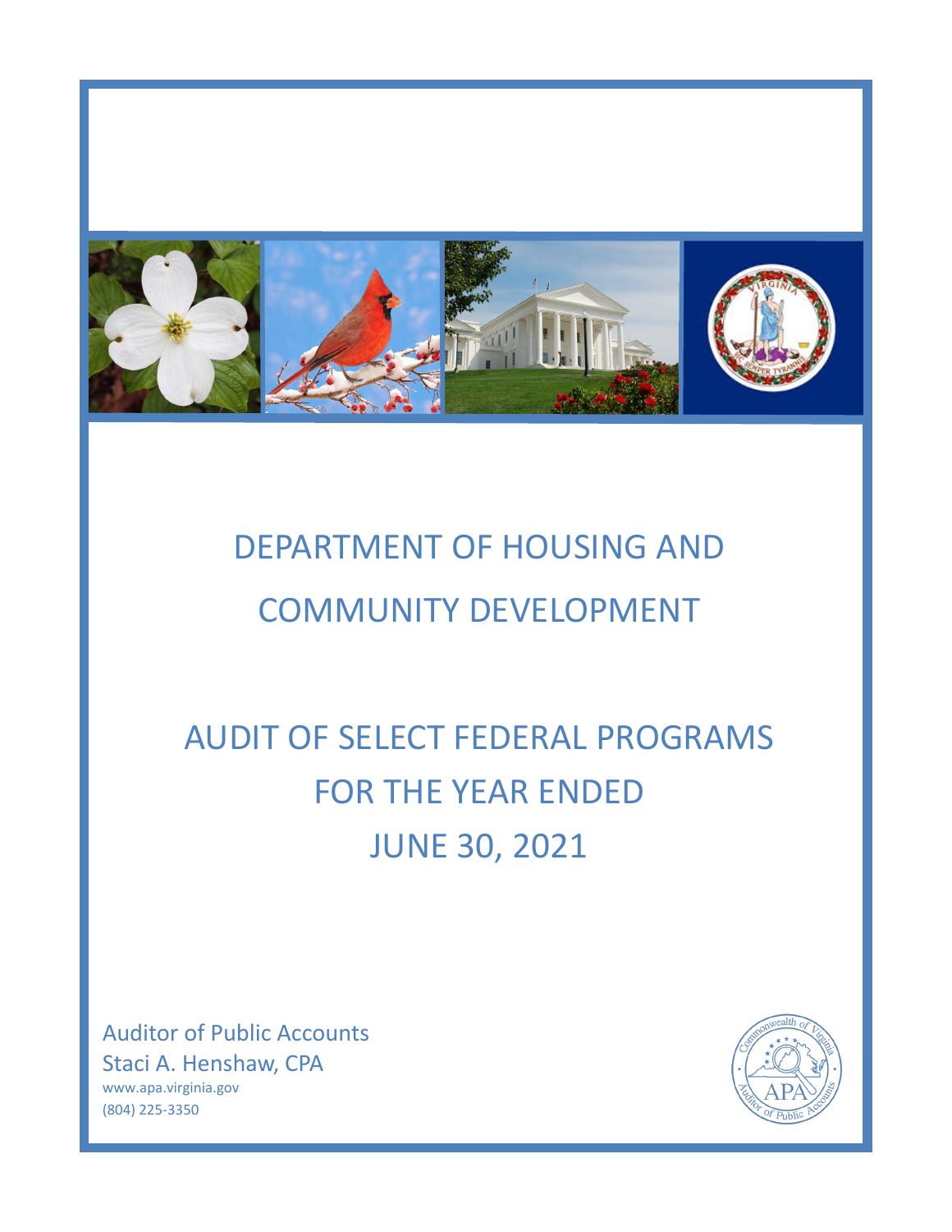# DEPARTMENT OF HOUSING AND COMMUNITY DEVELOPMENT

# AUDIT OF SELECT FEDERAL PROGRAMS FOR THE YEAR ENDED JUNE 30, 2021

Auditor of Public Accounts
Staci A. Henshaw, CPA
www.apa.virginia.gov
(804) 225-3350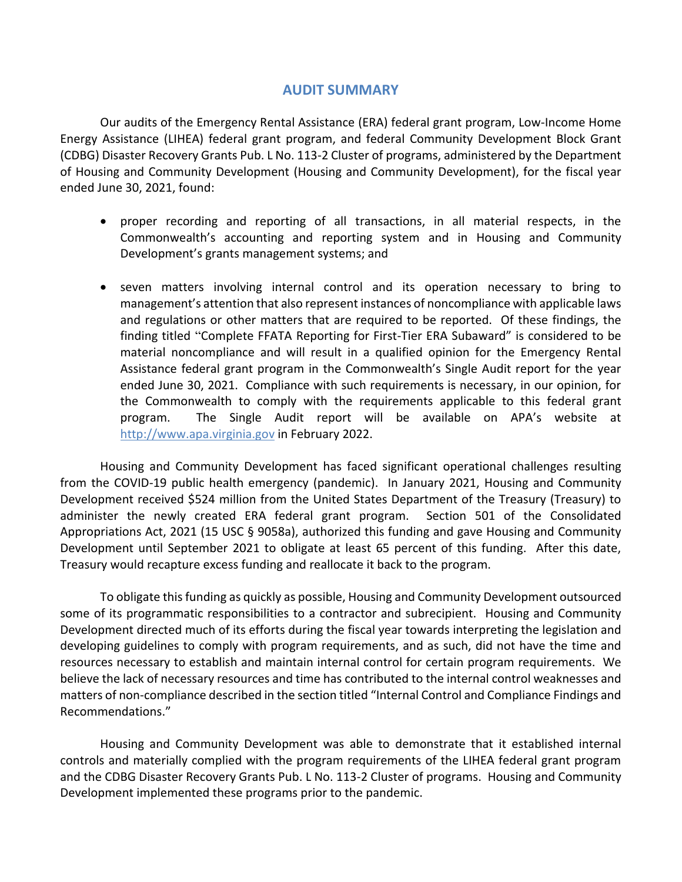# AUDIT SUMMARY

Our audits of the Emergency Rental Assistance (ERA) federal grant program, Low-Income Home Energy Assistance (LIHEA) federal grant program, and federal Community Development Block Grant (CDBG) Disaster Recovery Grants Pub. L No. 113-2 Cluster of programs, administered by the Department of Housing and Community Development (Housing and Community Development), for the fiscal year ended June 30, 2021, found:

- proper recording and reporting of all transactions, in all material respects, in the Commonwealth's accounting and reporting system and in Housing and Community Development's grants management systems; and
- seven matters involving internal control and its operation necessary to bring to management's attention that also represent instances of noncompliance with applicable laws and regulations or other matters that are required to be reported. Of these findings, the finding titled "Complete FFATA Reporting for First-Tier ERA Subaward" is considered to be material noncompliance and will result in a qualified opinion for the Emergency Rental Assistance federal grant program in the Commonwealth's Single Audit report for the year ended June 30, 2021. Compliance with such requirements is necessary, in our opinion, for the Commonwealth to comply with the requirements applicable to this federal grant program. The Single Audit report will be available on APA's website at http://www.apa.virginia.gov in February 2022.

Housing and Community Development has faced significant operational challenges resulting from the COVID-19 public health emergency (pandemic). In January 2021, Housing and Community Development received $524 million from the United States Department of the Treasury (Treasury) to administer the newly created ERA federal grant program. Section 501 of the Consolidated Appropriations Act, 2021 (15 USC § 9058a), authorized this funding and gave Housing and Community Development until September 2021 to obligate at least 65 percent of this funding. After this date, Treasury would recapture excess funding and reallocate it back to the program.

To obligate this funding as quickly as possible, Housing and Community Development outsourced some of its programmatic responsibilities to a contractor and subrecipient. Housing and Community Development directed much of its efforts during the fiscal year towards interpreting the legislation and developing guidelines to comply with program requirements, and as such, did not have the time and resources necessary to establish and maintain internal control for certain program requirements. We believe the lack of necessary resources and time has contributed to the internal control weaknesses and matters of non-compliance described in the section titled "Internal Control and Compliance Findings and Recommendations."

Housing and Community Development was able to demonstrate that it established internal controls and materially complied with the program requirements of the LIHEA federal grant program and the CDBG Disaster Recovery Grants Pub. L No. 113-2 Cluster of programs. Housing and Community Development implemented these programs prior to the pandemic.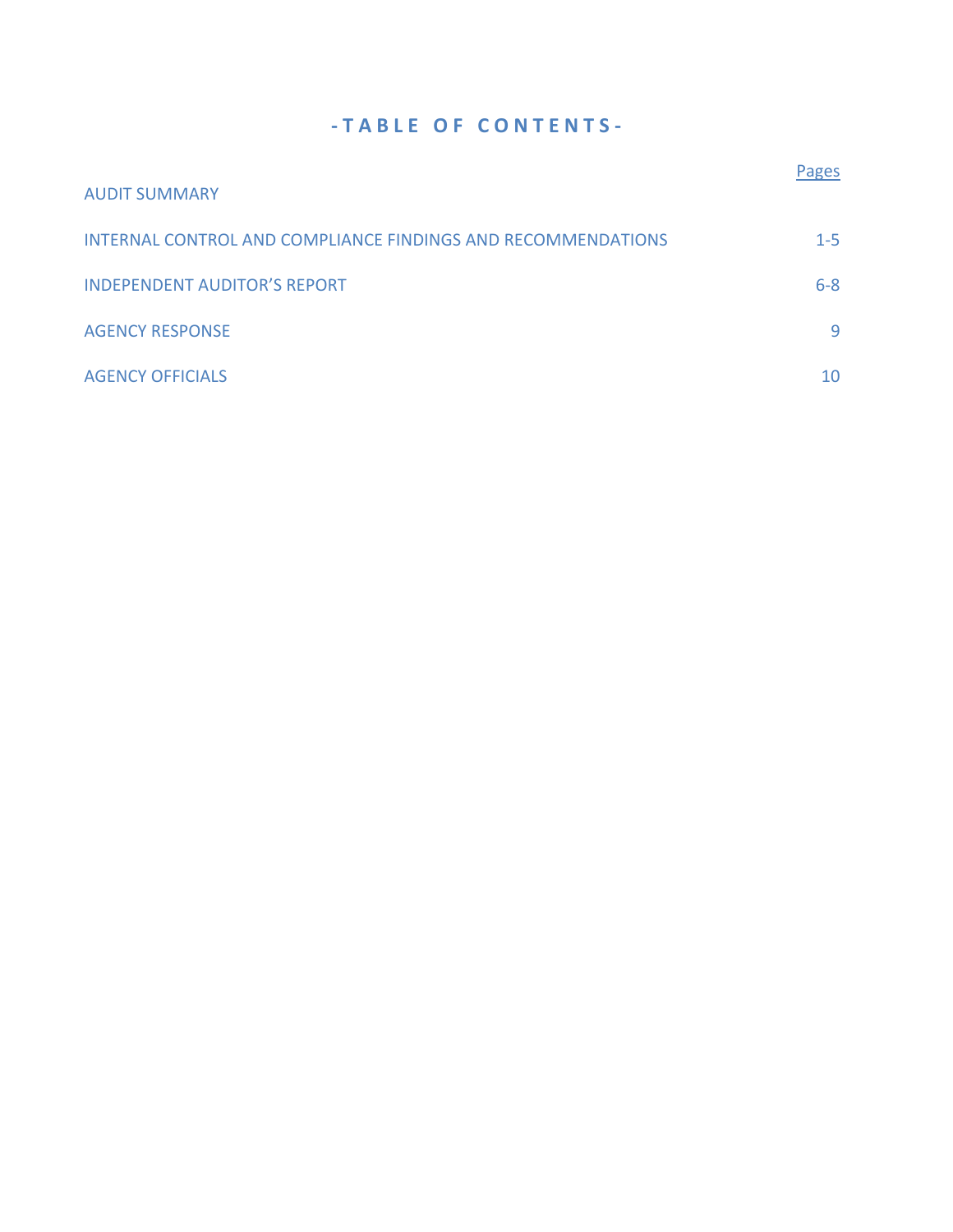# - T A B L E  O F  C O N T E N T S -

| | Pages |
|---|---|
| AUDIT SUMMARY | |
| INTERNAL CONTROL AND COMPLIANCE FINDINGS AND RECOMMENDATIONS | 1-5 |
| INDEPENDENT AUDITOR'S REPORT | 6-8 |
| AGENCY RESPONSE | 9 |
| AGENCY OFFICIALS | 10 |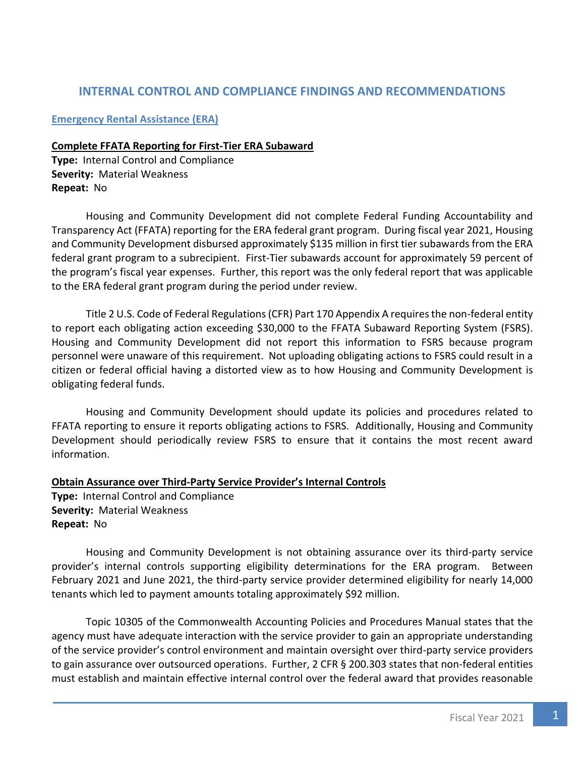## INTERNAL CONTROL AND COMPLIANCE FINDINGS AND RECOMMENDATIONS

### Emergency Rental Assistance (ERA)

**Complete FFATA Reporting for First-Tier ERA Subaward**

**Type:** Internal Control and Compliance
**Severity:** Material Weakness
**Repeat:** No

Housing and Community Development did not complete Federal Funding Accountability and Transparency Act (FFATA) reporting for the ERA federal grant program. During fiscal year 2021, Housing and Community Development disbursed approximately $135 million in first tier subawards from the ERA federal grant program to a subrecipient. First-Tier subawards account for approximately 59 percent of the program's fiscal year expenses. Further, this report was the only federal report that was applicable to the ERA federal grant program during the period under review.

Title 2 U.S. Code of Federal Regulations (CFR) Part 170 Appendix A requires the non-federal entity to report each obligating action exceeding $30,000 to the FFATA Subaward Reporting System (FSRS). Housing and Community Development did not report this information to FSRS because program personnel were unaware of this requirement. Not uploading obligating actions to FSRS could result in a citizen or federal official having a distorted view as to how Housing and Community Development is obligating federal funds.

Housing and Community Development should update its policies and procedures related to FFATA reporting to ensure it reports obligating actions to FSRS. Additionally, Housing and Community Development should periodically review FSRS to ensure that it contains the most recent award information.

**Obtain Assurance over Third-Party Service Provider's Internal Controls**

**Type:** Internal Control and Compliance
**Severity:** Material Weakness
**Repeat:** No

Housing and Community Development is not obtaining assurance over its third-party service provider's internal controls supporting eligibility determinations for the ERA program. Between February 2021 and June 2021, the third-party service provider determined eligibility for nearly 14,000 tenants which led to payment amounts totaling approximately $92 million.

Topic 10305 of the Commonwealth Accounting Policies and Procedures Manual states that the agency must have adequate interaction with the service provider to gain an appropriate understanding of the service provider's control environment and maintain oversight over third-party service providers to gain assurance over outsourced operations. Further, 2 CFR § 200.303 states that non-federal entities must establish and maintain effective internal control over the federal award that provides reasonable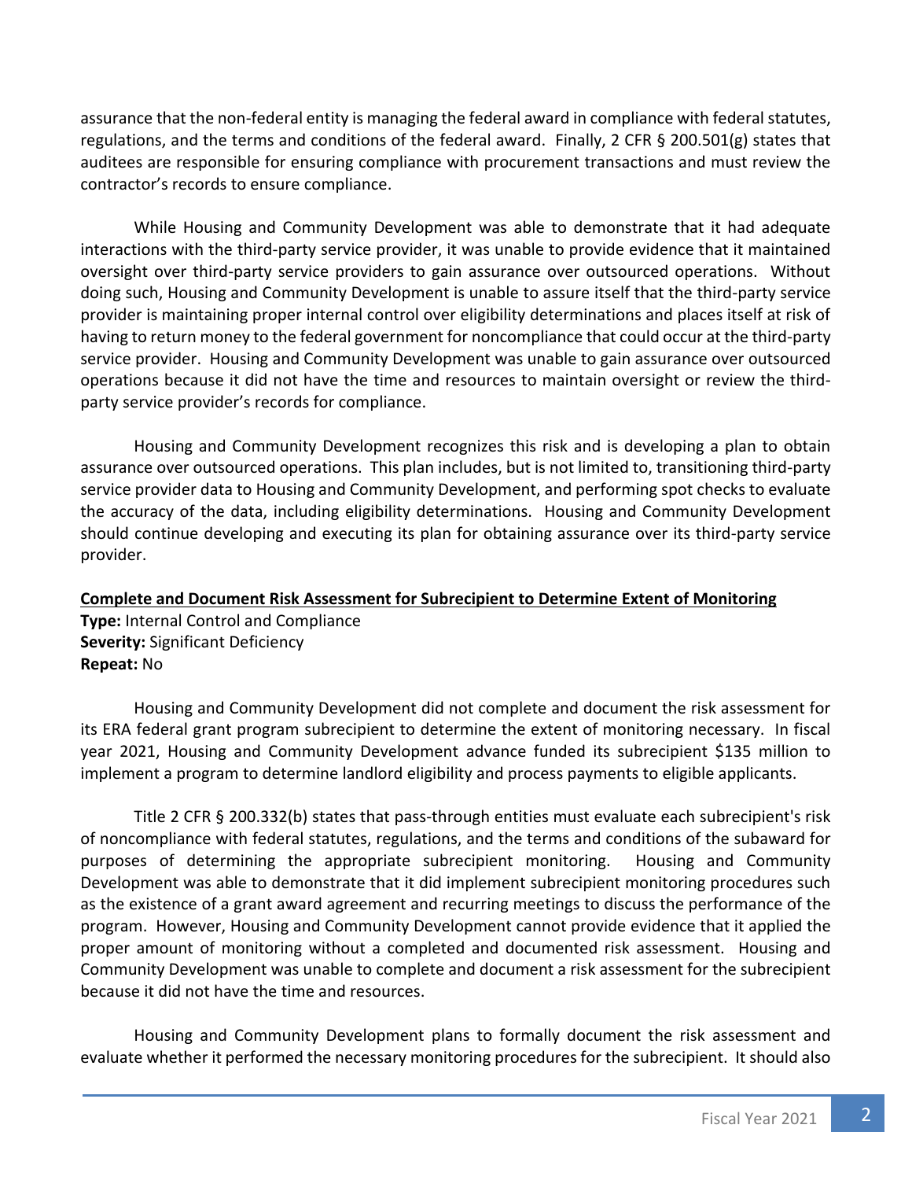assurance that the non-federal entity is managing the federal award in compliance with federal statutes, regulations, and the terms and conditions of the federal award. Finally, 2 CFR § 200.501(g) states that auditees are responsible for ensuring compliance with procurement transactions and must review the contractor's records to ensure compliance.

While Housing and Community Development was able to demonstrate that it had adequate interactions with the third-party service provider, it was unable to provide evidence that it maintained oversight over third-party service providers to gain assurance over outsourced operations. Without doing such, Housing and Community Development is unable to assure itself that the third-party service provider is maintaining proper internal control over eligibility determinations and places itself at risk of having to return money to the federal government for noncompliance that could occur at the third-party service provider. Housing and Community Development was unable to gain assurance over outsourced operations because it did not have the time and resources to maintain oversight or review the third-party service provider's records for compliance.

Housing and Community Development recognizes this risk and is developing a plan to obtain assurance over outsourced operations. This plan includes, but is not limited to, transitioning third-party service provider data to Housing and Community Development, and performing spot checks to evaluate the accuracy of the data, including eligibility determinations. Housing and Community Development should continue developing and executing its plan for obtaining assurance over its third-party service provider.

**Complete and Document Risk Assessment for Subrecipient to Determine Extent of Monitoring**

**Type:** Internal Control and Compliance
**Severity:** Significant Deficiency
**Repeat:** No

Housing and Community Development did not complete and document the risk assessment for its ERA federal grant program subrecipient to determine the extent of monitoring necessary. In fiscal year 2021, Housing and Community Development advance funded its subrecipient $135 million to implement a program to determine landlord eligibility and process payments to eligible applicants.

Title 2 CFR § 200.332(b) states that pass-through entities must evaluate each subrecipient's risk of noncompliance with federal statutes, regulations, and the terms and conditions of the subaward for purposes of determining the appropriate subrecipient monitoring. Housing and Community Development was able to demonstrate that it did implement subrecipient monitoring procedures such as the existence of a grant award agreement and recurring meetings to discuss the performance of the program. However, Housing and Community Development cannot provide evidence that it applied the proper amount of monitoring without a completed and documented risk assessment. Housing and Community Development was unable to complete and document a risk assessment for the subrecipient because it did not have the time and resources.

Housing and Community Development plans to formally document the risk assessment and evaluate whether it performed the necessary monitoring procedures for the subrecipient. It should also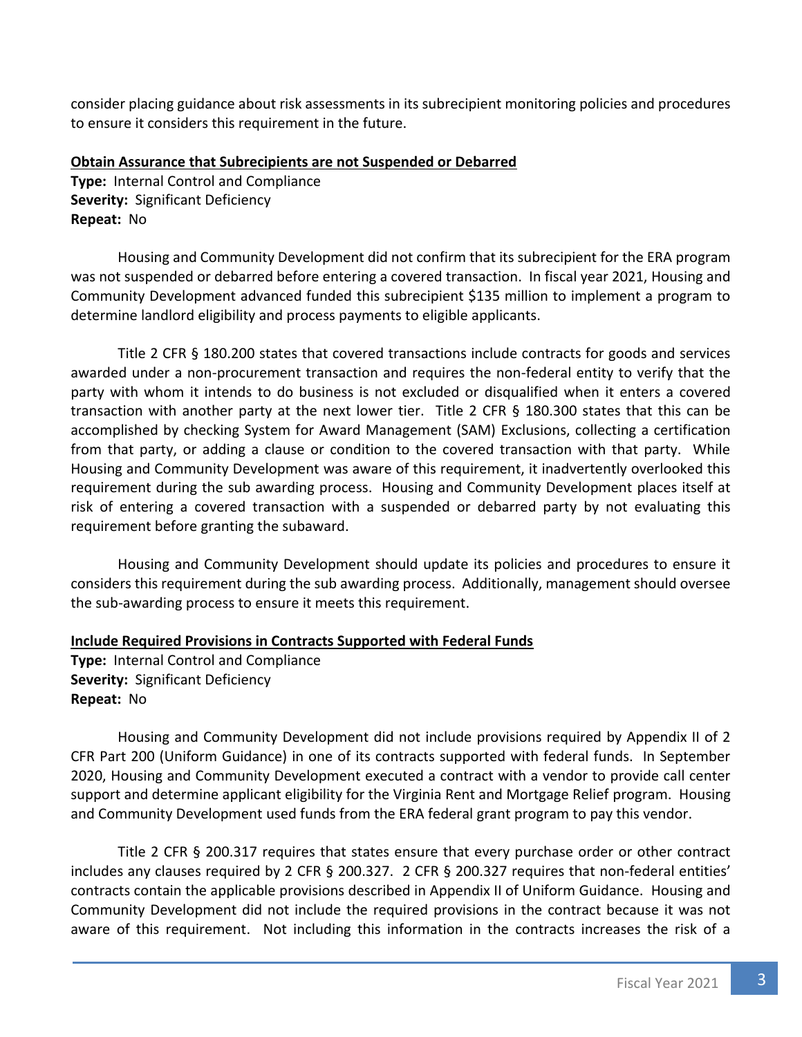consider placing guidance about risk assessments in its subrecipient monitoring policies and procedures to ensure it considers this requirement in the future.

**Obtain Assurance that Subrecipients are not Suspended or Debarred**

**Type:** Internal Control and Compliance
**Severity:** Significant Deficiency
**Repeat:** No

Housing and Community Development did not confirm that its subrecipient for the ERA program was not suspended or debarred before entering a covered transaction. In fiscal year 2021, Housing and Community Development advanced funded this subrecipient $135 million to implement a program to determine landlord eligibility and process payments to eligible applicants.

Title 2 CFR § 180.200 states that covered transactions include contracts for goods and services awarded under a non-procurement transaction and requires the non-federal entity to verify that the party with whom it intends to do business is not excluded or disqualified when it enters a covered transaction with another party at the next lower tier. Title 2 CFR § 180.300 states that this can be accomplished by checking System for Award Management (SAM) Exclusions, collecting a certification from that party, or adding a clause or condition to the covered transaction with that party. While Housing and Community Development was aware of this requirement, it inadvertently overlooked this requirement during the sub awarding process. Housing and Community Development places itself at risk of entering a covered transaction with a suspended or debarred party by not evaluating this requirement before granting the subaward.

Housing and Community Development should update its policies and procedures to ensure it considers this requirement during the sub awarding process. Additionally, management should oversee the sub-awarding process to ensure it meets this requirement.

**Include Required Provisions in Contracts Supported with Federal Funds**

**Type:** Internal Control and Compliance
**Severity:** Significant Deficiency
**Repeat:** No

Housing and Community Development did not include provisions required by Appendix II of 2 CFR Part 200 (Uniform Guidance) in one of its contracts supported with federal funds. In September 2020, Housing and Community Development executed a contract with a vendor to provide call center support and determine applicant eligibility for the Virginia Rent and Mortgage Relief program. Housing and Community Development used funds from the ERA federal grant program to pay this vendor.

Title 2 CFR § 200.317 requires that states ensure that every purchase order or other contract includes any clauses required by 2 CFR § 200.327. 2 CFR § 200.327 requires that non-federal entities' contracts contain the applicable provisions described in Appendix II of Uniform Guidance. Housing and Community Development did not include the required provisions in the contract because it was not aware of this requirement. Not including this information in the contracts increases the risk of a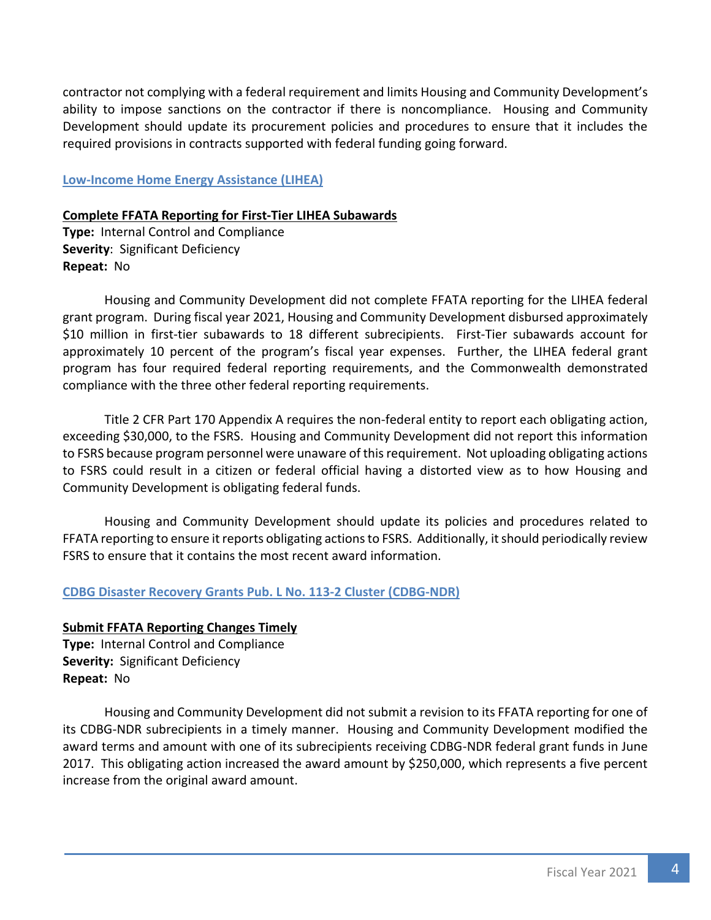contractor not complying with a federal requirement and limits Housing and Community Development's ability to impose sanctions on the contractor if there is noncompliance. Housing and Community Development should update its procurement policies and procedures to ensure that it includes the required provisions in contracts supported with federal funding going forward.

## Low-Income Home Energy Assistance (LIHEA)

### Complete FFATA Reporting for First-Tier LIHEA Subawards

**Type:** Internal Control and Compliance
**Severity**: Significant Deficiency
**Repeat:** No

Housing and Community Development did not complete FFATA reporting for the LIHEA federal grant program. During fiscal year 2021, Housing and Community Development disbursed approximately $10 million in first-tier subawards to 18 different subrecipients. First-Tier subawards account for approximately 10 percent of the program's fiscal year expenses. Further, the LIHEA federal grant program has four required federal reporting requirements, and the Commonwealth demonstrated compliance with the three other federal reporting requirements.

Title 2 CFR Part 170 Appendix A requires the non-federal entity to report each obligating action, exceeding $30,000, to the FSRS. Housing and Community Development did not report this information to FSRS because program personnel were unaware of this requirement. Not uploading obligating actions to FSRS could result in a citizen or federal official having a distorted view as to how Housing and Community Development is obligating federal funds.

Housing and Community Development should update its policies and procedures related to FFATA reporting to ensure it reports obligating actions to FSRS. Additionally, it should periodically review FSRS to ensure that it contains the most recent award information.

## CDBG Disaster Recovery Grants Pub. L No. 113-2 Cluster (CDBG-NDR)

### Submit FFATA Reporting Changes Timely

**Type:** Internal Control and Compliance
**Severity:** Significant Deficiency
**Repeat:** No

Housing and Community Development did not submit a revision to its FFATA reporting for one of its CDBG-NDR subrecipients in a timely manner. Housing and Community Development modified the award terms and amount with one of its subrecipients receiving CDBG-NDR federal grant funds in June 2017. This obligating action increased the award amount by $250,000, which represents a five percent increase from the original award amount.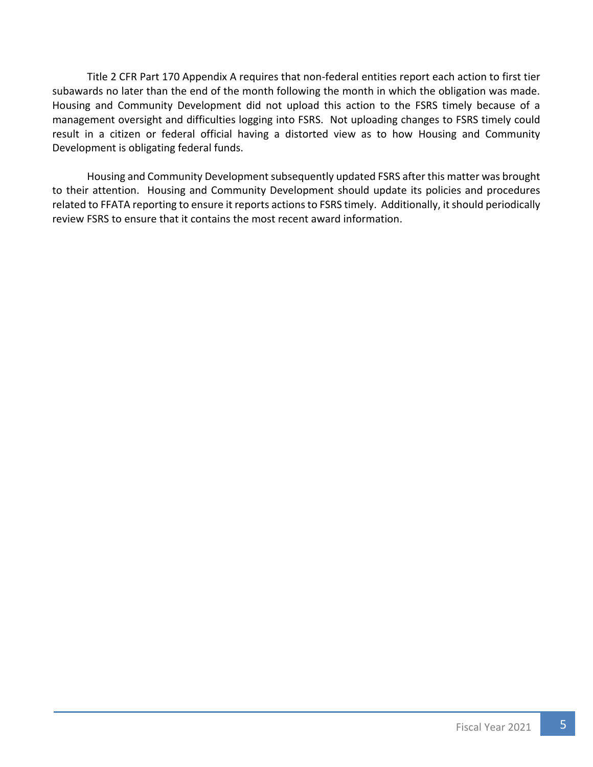Title 2 CFR Part 170 Appendix A requires that non-federal entities report each action to first tier subawards no later than the end of the month following the month in which the obligation was made. Housing and Community Development did not upload this action to the FSRS timely because of a management oversight and difficulties logging into FSRS. Not uploading changes to FSRS timely could result in a citizen or federal official having a distorted view as to how Housing and Community Development is obligating federal funds.

Housing and Community Development subsequently updated FSRS after this matter was brought to their attention. Housing and Community Development should update its policies and procedures related to FFATA reporting to ensure it reports actions to FSRS timely. Additionally, it should periodically review FSRS to ensure that it contains the most recent award information.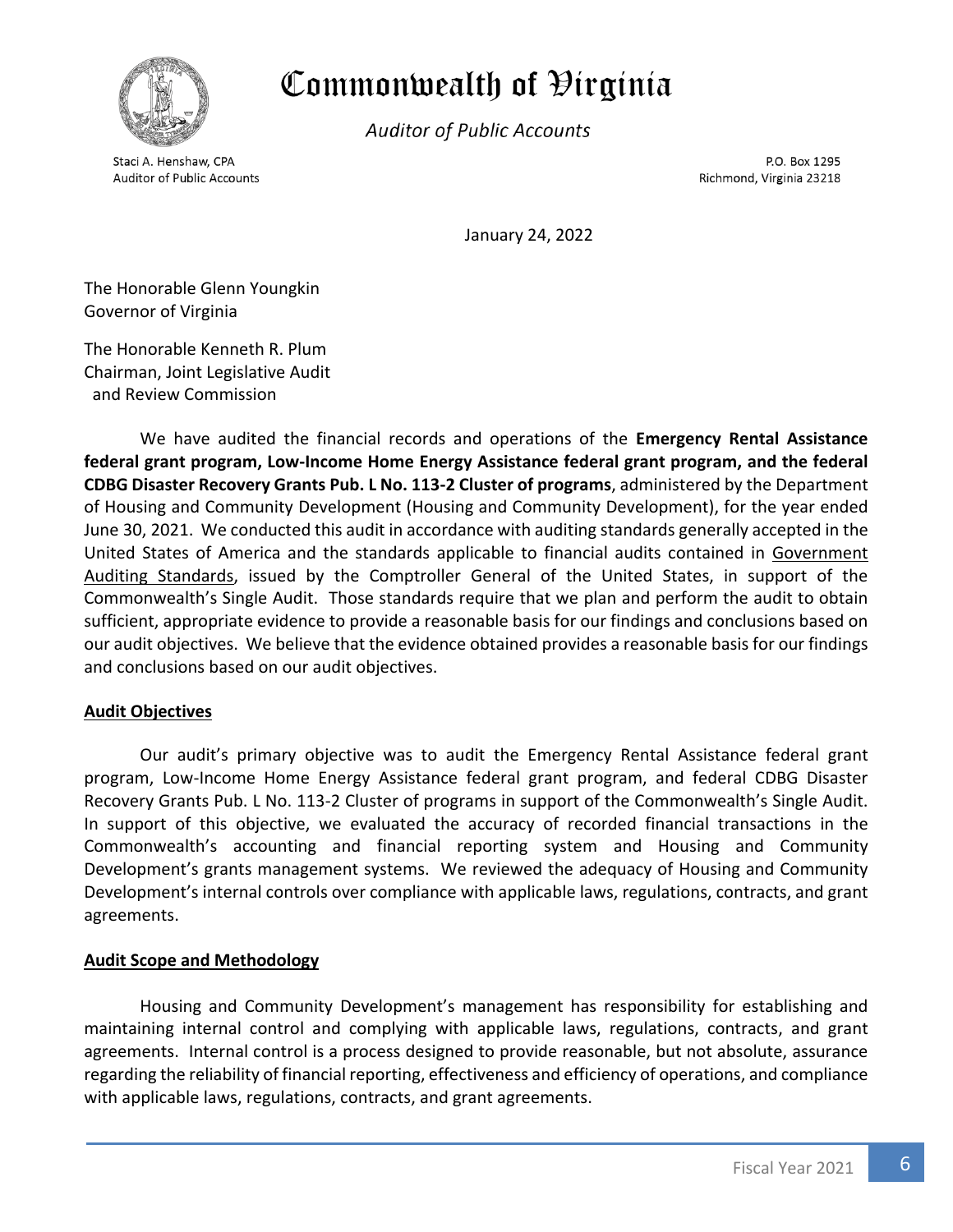# Commonwealth of Virginia

*Auditor of Public Accounts*

Staci A. Henshaw, CPA
Auditor of Public Accounts

P.O. Box 1295
Richmond, Virginia 23218

January 24, 2022

The Honorable Glenn Youngkin
Governor of Virginia

The Honorable Kenneth R. Plum
Chairman, Joint Legislative Audit
and Review Commission

We have audited the financial records and operations of the **Emergency Rental Assistance federal grant program, Low-Income Home Energy Assistance federal grant program, and the federal CDBG Disaster Recovery Grants Pub. L No. 113-2 Cluster of programs**, administered by the Department of Housing and Community Development (Housing and Community Development), for the year ended June 30, 2021. We conducted this audit in accordance with auditing standards generally accepted in the United States of America and the standards applicable to financial audits contained in Government Auditing Standards, issued by the Comptroller General of the United States, in support of the Commonwealth's Single Audit. Those standards require that we plan and perform the audit to obtain sufficient, appropriate evidence to provide a reasonable basis for our findings and conclusions based on our audit objectives. We believe that the evidence obtained provides a reasonable basis for our findings and conclusions based on our audit objectives.

## Audit Objectives

Our audit's primary objective was to audit the Emergency Rental Assistance federal grant program, Low-Income Home Energy Assistance federal grant program, and federal CDBG Disaster Recovery Grants Pub. L No. 113-2 Cluster of programs in support of the Commonwealth's Single Audit. In support of this objective, we evaluated the accuracy of recorded financial transactions in the Commonwealth's accounting and financial reporting system and Housing and Community Development's grants management systems. We reviewed the adequacy of Housing and Community Development's internal controls over compliance with applicable laws, regulations, contracts, and grant agreements.

## Audit Scope and Methodology

Housing and Community Development's management has responsibility for establishing and maintaining internal control and complying with applicable laws, regulations, contracts, and grant agreements. Internal control is a process designed to provide reasonable, but not absolute, assurance regarding the reliability of financial reporting, effectiveness and efficiency of operations, and compliance with applicable laws, regulations, contracts, and grant agreements.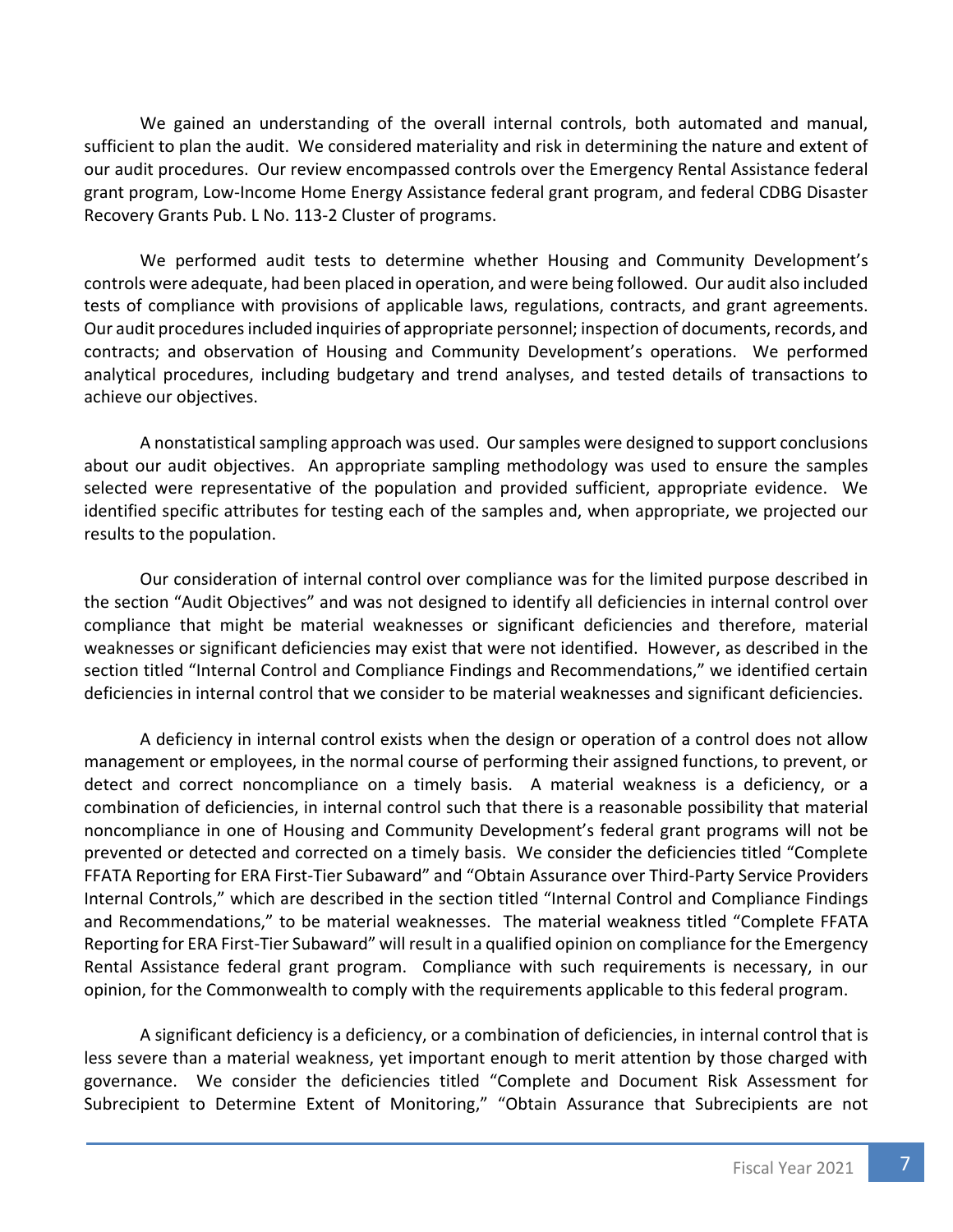We gained an understanding of the overall internal controls, both automated and manual, sufficient to plan the audit. We considered materiality and risk in determining the nature and extent of our audit procedures. Our review encompassed controls over the Emergency Rental Assistance federal grant program, Low-Income Home Energy Assistance federal grant program, and federal CDBG Disaster Recovery Grants Pub. L No. 113-2 Cluster of programs.

We performed audit tests to determine whether Housing and Community Development's controls were adequate, had been placed in operation, and were being followed. Our audit also included tests of compliance with provisions of applicable laws, regulations, contracts, and grant agreements. Our audit procedures included inquiries of appropriate personnel; inspection of documents, records, and contracts; and observation of Housing and Community Development's operations. We performed analytical procedures, including budgetary and trend analyses, and tested details of transactions to achieve our objectives.

A nonstatistical sampling approach was used. Our samples were designed to support conclusions about our audit objectives. An appropriate sampling methodology was used to ensure the samples selected were representative of the population and provided sufficient, appropriate evidence. We identified specific attributes for testing each of the samples and, when appropriate, we projected our results to the population.

Our consideration of internal control over compliance was for the limited purpose described in the section "Audit Objectives" and was not designed to identify all deficiencies in internal control over compliance that might be material weaknesses or significant deficiencies and therefore, material weaknesses or significant deficiencies may exist that were not identified. However, as described in the section titled "Internal Control and Compliance Findings and Recommendations," we identified certain deficiencies in internal control that we consider to be material weaknesses and significant deficiencies.

A deficiency in internal control exists when the design or operation of a control does not allow management or employees, in the normal course of performing their assigned functions, to prevent, or detect and correct noncompliance on a timely basis. A material weakness is a deficiency, or a combination of deficiencies, in internal control such that there is a reasonable possibility that material noncompliance in one of Housing and Community Development's federal grant programs will not be prevented or detected and corrected on a timely basis. We consider the deficiencies titled "Complete FFATA Reporting for ERA First-Tier Subaward" and "Obtain Assurance over Third-Party Service Providers Internal Controls," which are described in the section titled "Internal Control and Compliance Findings and Recommendations," to be material weaknesses. The material weakness titled "Complete FFATA Reporting for ERA First-Tier Subaward" will result in a qualified opinion on compliance for the Emergency Rental Assistance federal grant program. Compliance with such requirements is necessary, in our opinion, for the Commonwealth to comply with the requirements applicable to this federal program.

A significant deficiency is a deficiency, or a combination of deficiencies, in internal control that is less severe than a material weakness, yet important enough to merit attention by those charged with governance. We consider the deficiencies titled "Complete and Document Risk Assessment for Subrecipient to Determine Extent of Monitoring," "Obtain Assurance that Subrecipients are not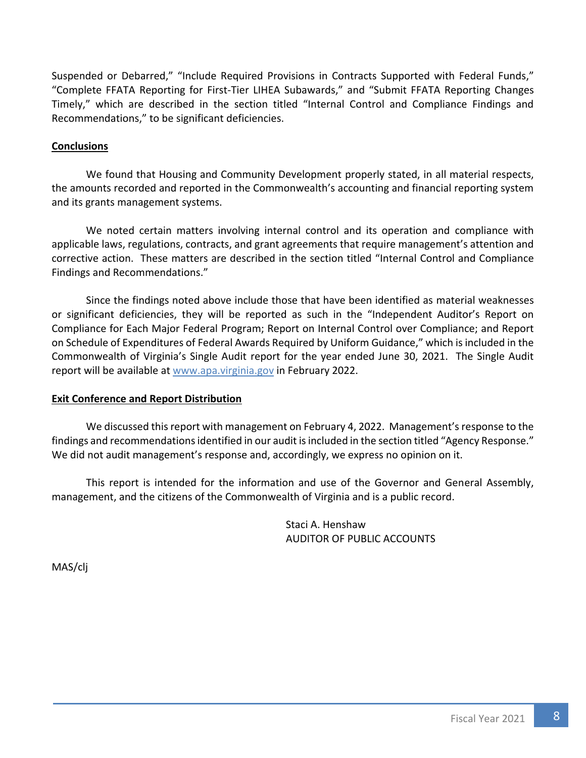Suspended or Debarred," "Include Required Provisions in Contracts Supported with Federal Funds," "Complete FFATA Reporting for First-Tier LIHEA Subawards," and "Submit FFATA Reporting Changes Timely," which are described in the section titled "Internal Control and Compliance Findings and Recommendations," to be significant deficiencies.

## Conclusions

We found that Housing and Community Development properly stated, in all material respects, the amounts recorded and reported in the Commonwealth's accounting and financial reporting system and its grants management systems.

We noted certain matters involving internal control and its operation and compliance with applicable laws, regulations, contracts, and grant agreements that require management's attention and corrective action. These matters are described in the section titled "Internal Control and Compliance Findings and Recommendations."

Since the findings noted above include those that have been identified as material weaknesses or significant deficiencies, they will be reported as such in the "Independent Auditor's Report on Compliance for Each Major Federal Program; Report on Internal Control over Compliance; and Report on Schedule of Expenditures of Federal Awards Required by Uniform Guidance," which is included in the Commonwealth of Virginia's Single Audit report for the year ended June 30, 2021. The Single Audit report will be available at www.apa.virginia.gov in February 2022.

## Exit Conference and Report Distribution

We discussed this report with management on February 4, 2022. Management's response to the findings and recommendations identified in our audit is included in the section titled "Agency Response." We did not audit management's response and, accordingly, we express no opinion on it.

This report is intended for the information and use of the Governor and General Assembly, management, and the citizens of the Commonwealth of Virginia and is a public record.

Staci A. Henshaw
AUDITOR OF PUBLIC ACCOUNTS

MAS/clj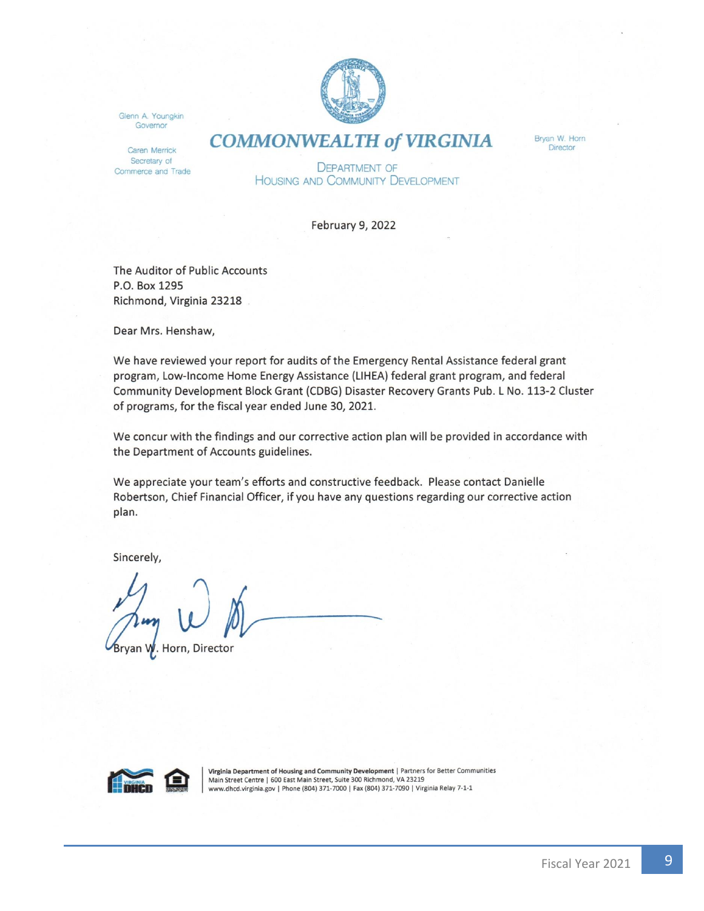Glenn A. Youngkin
Governor

Caren Merrick
Secretary of
Commerce and Trade

**COMMONWEALTH of VIRGINIA**

DEPARTMENT OF
HOUSING AND COMMUNITY DEVELOPMENT

Bryan W. Horn
Director

February 9, 2022

The Auditor of Public Accounts
P.O. Box 1295
Richmond, Virginia 23218

Dear Mrs. Henshaw,

We have reviewed your report for audits of the Emergency Rental Assistance federal grant program, Low-Income Home Energy Assistance (LIHEA) federal grant program, and federal Community Development Block Grant (CDBG) Disaster Recovery Grants Pub. L No. 113-2 Cluster of programs, for the fiscal year ended June 30, 2021.

We concur with the findings and our corrective action plan will be provided in accordance with the Department of Accounts guidelines.

We appreciate your team's efforts and constructive feedback. Please contact Danielle Robertson, Chief Financial Officer, if you have any questions regarding our corrective action plan.

Sincerely,

Bryan W. Horn, Director

**Virginia Department of Housing and Community Development** | Partners for Better Communities
Main Street Centre | 600 East Main Street, Suite 300 Richmond, VA 23219
www.dhcd.virginia.gov | Phone (804) 371-7000 | Fax (804) 371-7090 | Virginia Relay 7-1-1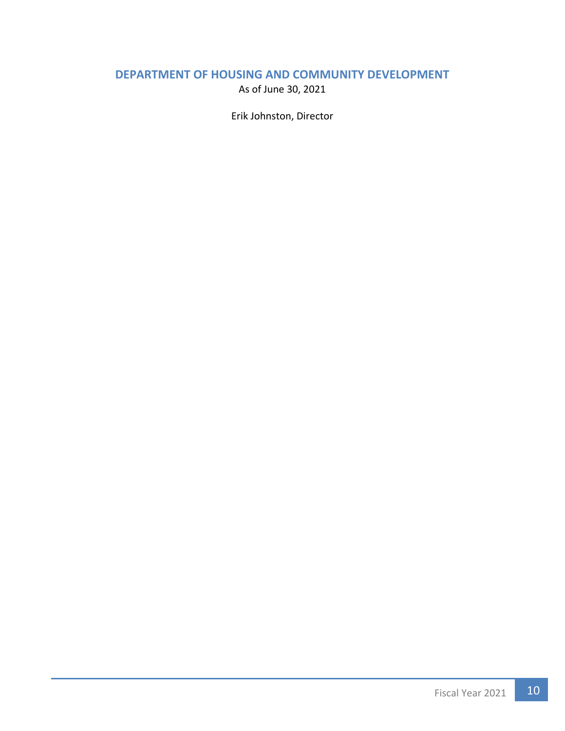## DEPARTMENT OF HOUSING AND COMMUNITY DEVELOPMENT

As of June 30, 2021

Erik Johnston, Director